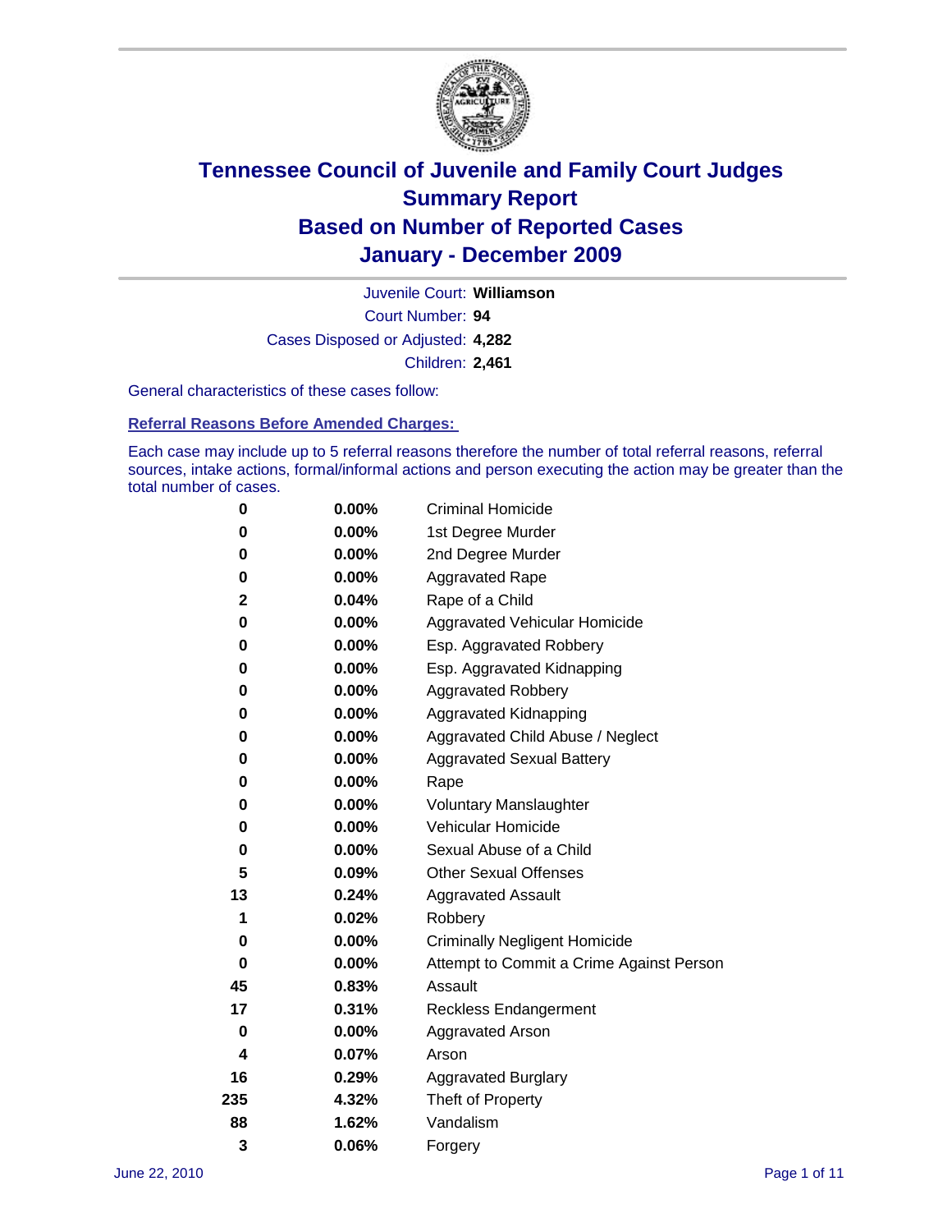# Tennessee Council of Juvenile and Family Court Judges
## Summary Report
## Based on Number of Reported Cases
## January - December 2009

Juvenile Court: **Williamson**

Court Number: **94**

Cases Disposed or Adjusted: **4,282**

Children: **2,461**

General characteristics of these cases follow:

### Referral Reasons Before Amended Charges:

Each case may include up to 5 referral reasons therefore the number of total referral reasons, referral sources, intake actions, formal/informal actions and person executing the action may be greater than the total number of cases.

| Count | Percent | Referral Reason |
|---|---|---|
| 0 | 0.00% | Criminal Homicide |
| 0 | 0.00% | 1st Degree Murder |
| 0 | 0.00% | 2nd Degree Murder |
| 0 | 0.00% | Aggravated Rape |
| 2 | 0.04% | Rape of a Child |
| 0 | 0.00% | Aggravated Vehicular Homicide |
| 0 | 0.00% | Esp. Aggravated Robbery |
| 0 | 0.00% | Esp. Aggravated Kidnapping |
| 0 | 0.00% | Aggravated Robbery |
| 0 | 0.00% | Aggravated Kidnapping |
| 0 | 0.00% | Aggravated Child Abuse / Neglect |
| 0 | 0.00% | Aggravated Sexual Battery |
| 0 | 0.00% | Rape |
| 0 | 0.00% | Voluntary Manslaughter |
| 0 | 0.00% | Vehicular Homicide |
| 0 | 0.00% | Sexual Abuse of a Child |
| 5 | 0.09% | Other Sexual Offenses |
| 13 | 0.24% | Aggravated Assault |
| 1 | 0.02% | Robbery |
| 0 | 0.00% | Criminally Negligent Homicide |
| 0 | 0.00% | Attempt to Commit a Crime Against Person |
| 45 | 0.83% | Assault |
| 17 | 0.31% | Reckless Endangerment |
| 0 | 0.00% | Aggravated Arson |
| 4 | 0.07% | Arson |
| 16 | 0.29% | Aggravated Burglary |
| 235 | 4.32% | Theft of Property |
| 88 | 1.62% | Vandalism |
| 3 | 0.06% | Forgery |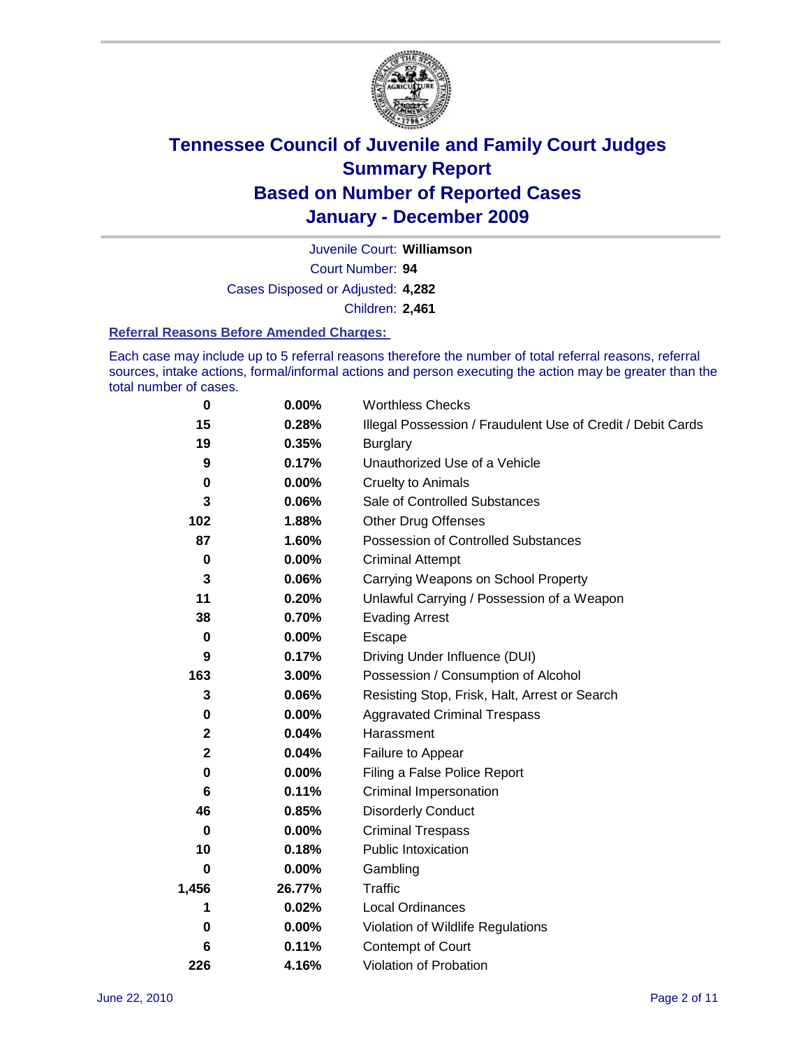# Tennessee Council of Juvenile and Family Court Judges
## Summary Report
## Based on Number of Reported Cases
## January - December 2009

Juvenile Court: **Williamson**

Court Number: **94**

Cases Disposed or Adjusted: **4,282**

Children: **2,461**

### Referral Reasons Before Amended Charges:

Each case may include up to 5 referral reasons therefore the number of total referral reasons, referral sources, intake actions, formal/informal actions and person executing the action may be greater than the total number of cases.

| Count | Percent | Referral Reason |
|---|---|---|
| 0 | 0.00% | Worthless Checks |
| 15 | 0.28% | Illegal Possession / Fraudulent Use of Credit / Debit Cards |
| 19 | 0.35% | Burglary |
| 9 | 0.17% | Unauthorized Use of a Vehicle |
| 0 | 0.00% | Cruelty to Animals |
| 3 | 0.06% | Sale of Controlled Substances |
| 102 | 1.88% | Other Drug Offenses |
| 87 | 1.60% | Possession of Controlled Substances |
| 0 | 0.00% | Criminal Attempt |
| 3 | 0.06% | Carrying Weapons on School Property |
| 11 | 0.20% | Unlawful Carrying / Possession of a Weapon |
| 38 | 0.70% | Evading Arrest |
| 0 | 0.00% | Escape |
| 9 | 0.17% | Driving Under Influence (DUI) |
| 163 | 3.00% | Possession / Consumption of Alcohol |
| 3 | 0.06% | Resisting Stop, Frisk, Halt, Arrest or Search |
| 0 | 0.00% | Aggravated Criminal Trespass |
| 2 | 0.04% | Harassment |
| 2 | 0.04% | Failure to Appear |
| 0 | 0.00% | Filing a False Police Report |
| 6 | 0.11% | Criminal Impersonation |
| 46 | 0.85% | Disorderly Conduct |
| 0 | 0.00% | Criminal Trespass |
| 10 | 0.18% | Public Intoxication |
| 0 | 0.00% | Gambling |
| 1,456 | 26.77% | Traffic |
| 1 | 0.02% | Local Ordinances |
| 0 | 0.00% | Violation of Wildlife Regulations |
| 6 | 0.11% | Contempt of Court |
| 226 | 4.16% | Violation of Probation |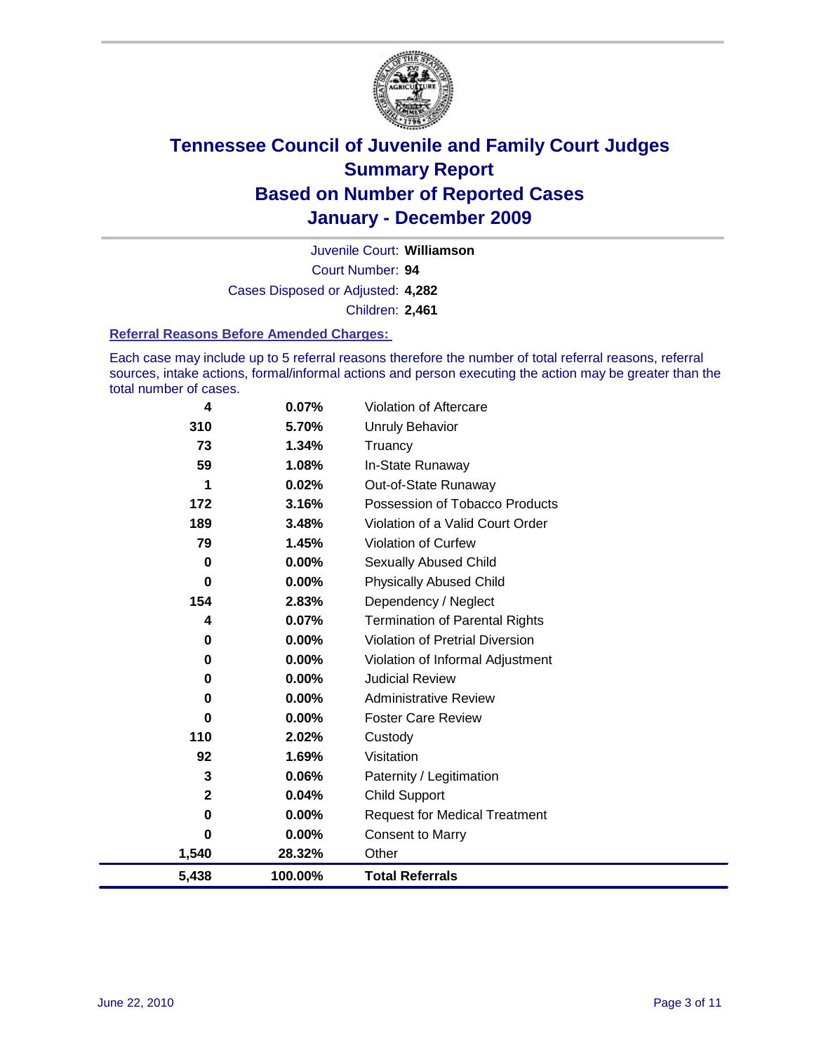# Tennessee Council of Juvenile and Family Court Judges
## Summary Report
## Based on Number of Reported Cases
## January - December 2009

Juvenile Court: **Williamson**

Court Number: **94**

Cases Disposed or Adjusted: **4,282**

Children: **2,461**

### Referral Reasons Before Amended Charges:

Each case may include up to 5 referral reasons therefore the number of total referral reasons, referral sources, intake actions, formal/informal actions and person executing the action may be greater than the total number of cases.

| Count | Percent | Referral Reason |
|---|---|---|
| 4 | 0.07% | Violation of Aftercare |
| 310 | 5.70% | Unruly Behavior |
| 73 | 1.34% | Truancy |
| 59 | 1.08% | In-State Runaway |
| 1 | 0.02% | Out-of-State Runaway |
| 172 | 3.16% | Possession of Tobacco Products |
| 189 | 3.48% | Violation of a Valid Court Order |
| 79 | 1.45% | Violation of Curfew |
| 0 | 0.00% | Sexually Abused Child |
| 0 | 0.00% | Physically Abused Child |
| 154 | 2.83% | Dependency / Neglect |
| 4 | 0.07% | Termination of Parental Rights |
| 0 | 0.00% | Violation of Pretrial Diversion |
| 0 | 0.00% | Violation of Informal Adjustment |
| 0 | 0.00% | Judicial Review |
| 0 | 0.00% | Administrative Review |
| 0 | 0.00% | Foster Care Review |
| 110 | 2.02% | Custody |
| 92 | 1.69% | Visitation |
| 3 | 0.06% | Paternity / Legitimation |
| 2 | 0.04% | Child Support |
| 0 | 0.00% | Request for Medical Treatment |
| 0 | 0.00% | Consent to Marry |
| 1,540 | 28.32% | Other |
| **5,438** | **100.00%** | **Total Referrals** |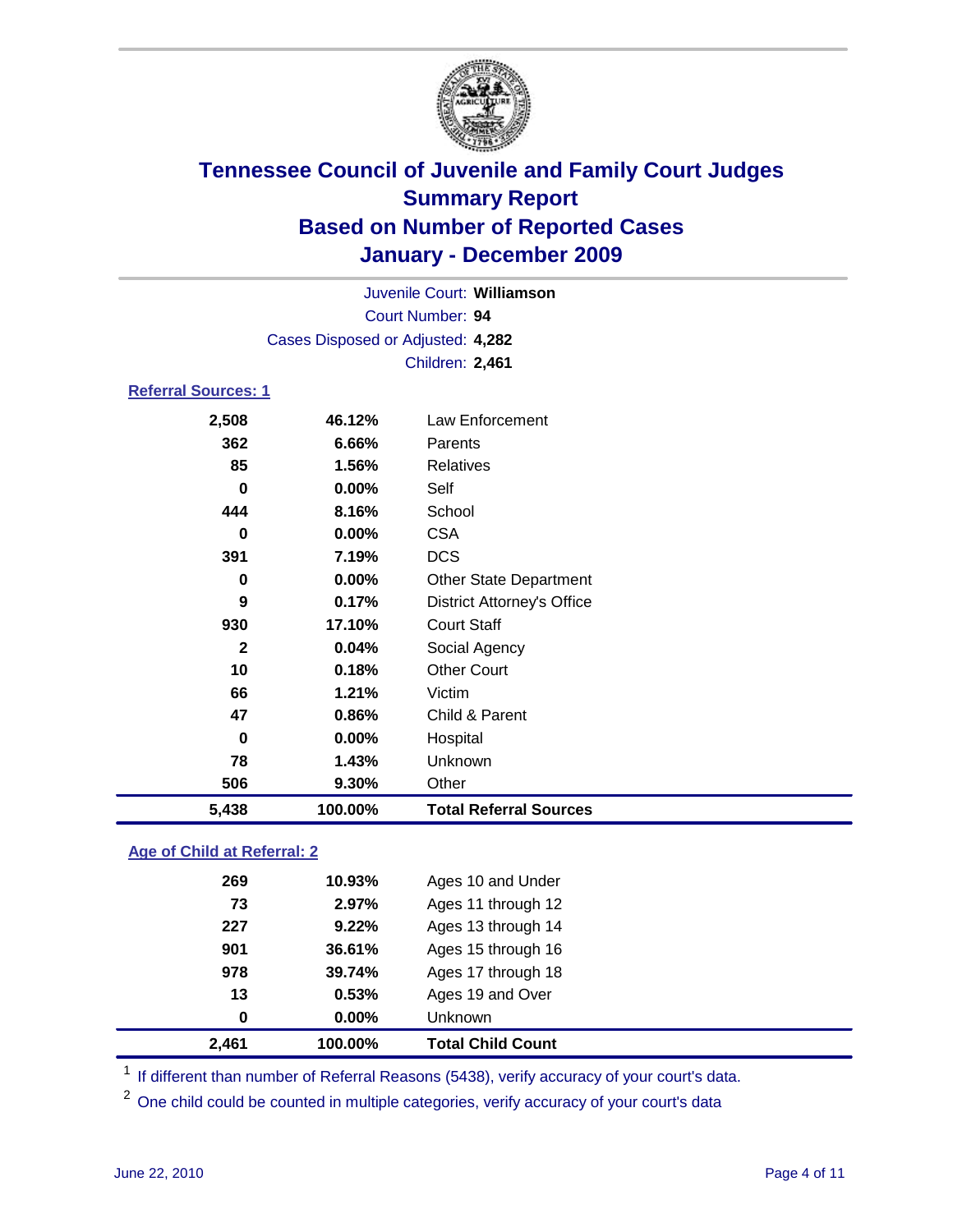# Tennessee Council of Juvenile and Family Court Judges
## Summary Report
## Based on Number of Reported Cases
## January - December 2009

Juvenile Court: **Williamson**
Court Number: **94**
Cases Disposed or Adjusted: **4,282**
Children: **2,461**

### Referral Sources: 1

| | | |
|---|---|---|
| 2,508 | 46.12% | Law Enforcement |
| 362 | 6.66% | Parents |
| 85 | 1.56% | Relatives |
| 0 | 0.00% | Self |
| 444 | 8.16% | School |
| 0 | 0.00% | CSA |
| 391 | 7.19% | DCS |
| 0 | 0.00% | Other State Department |
| 9 | 0.17% | District Attorney's Office |
| 930 | 17.10% | Court Staff |
| 2 | 0.04% | Social Agency |
| 10 | 0.18% | Other Court |
| 66 | 1.21% | Victim |
| 47 | 0.86% | Child & Parent |
| 0 | 0.00% | Hospital |
| 78 | 1.43% | Unknown |
| 506 | 9.30% | Other |
| **5,438** | **100.00%** | **Total Referral Sources** |

### Age of Child at Referral: 2

| | | |
|---|---|---|
| 269 | 10.93% | Ages 10 and Under |
| 73 | 2.97% | Ages 11 through 12 |
| 227 | 9.22% | Ages 13 through 14 |
| 901 | 36.61% | Ages 15 through 16 |
| 978 | 39.74% | Ages 17 through 18 |
| 13 | 0.53% | Ages 19 and Over |
| 0 | 0.00% | Unknown |
| **2,461** | **100.00%** | **Total Child Count** |

[1] If different than number of Referral Reasons (5438), verify accuracy of your court's data.

[2] One child could be counted in multiple categories, verify accuracy of your court's data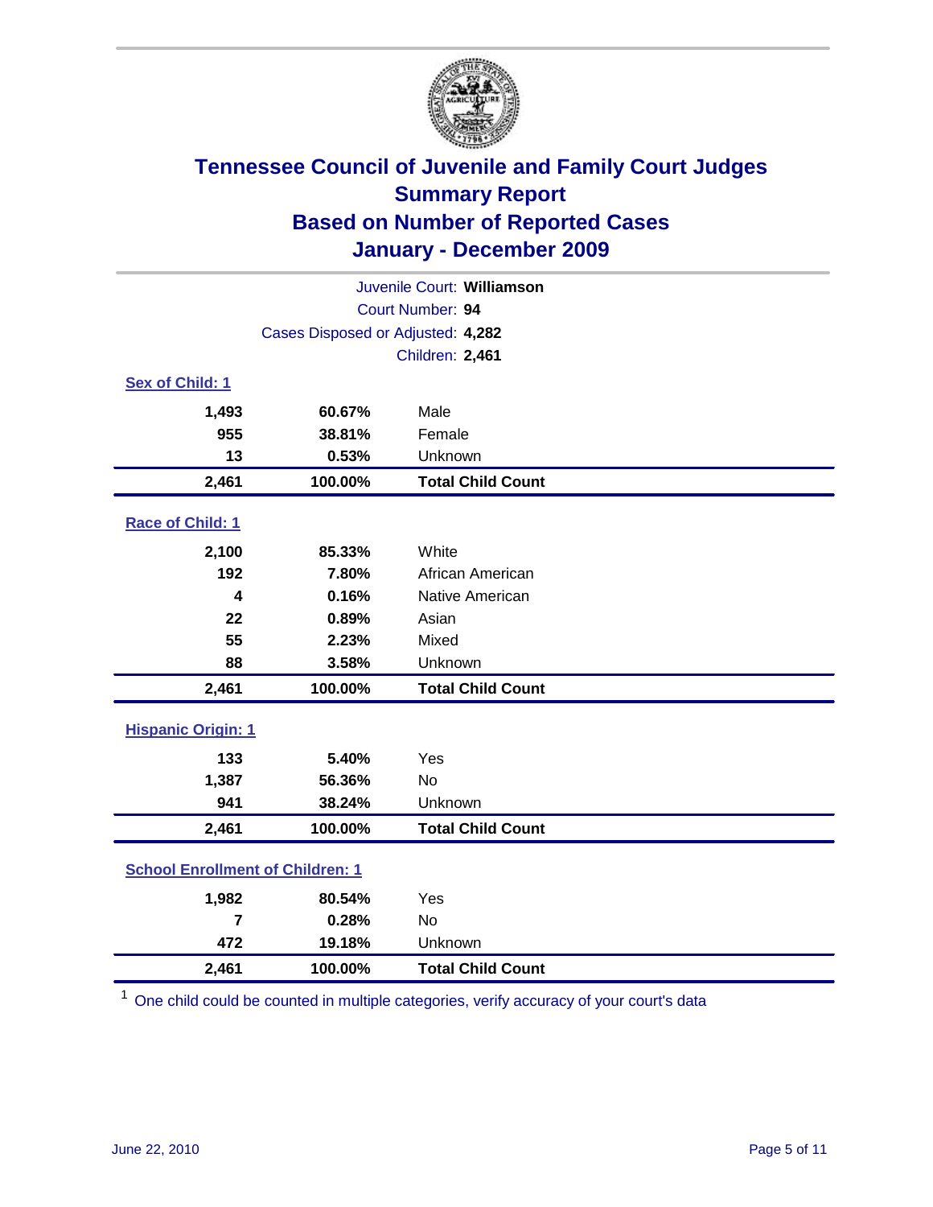# Tennessee Council of Juvenile and Family Court Judges
## Summary Report
## Based on Number of Reported Cases
## January - December 2009

Juvenile Court: **Williamson**

Court Number: **94**

Cases Disposed or Adjusted: **4,282**

Children: **2,461**

### Sex of Child: 1

| | | |
|---|---|---|
| **1,493** | **60.67%** | Male |
| **955** | **38.81%** | Female |
| **13** | **0.53%** | Unknown |
| **2,461** | **100.00%** | **Total Child Count** |

### Race of Child: 1

| | | |
|---|---|---|
| **2,100** | **85.33%** | White |
| **192** | **7.80%** | African American |
| **4** | **0.16%** | Native American |
| **22** | **0.89%** | Asian |
| **55** | **2.23%** | Mixed |
| **88** | **3.58%** | Unknown |
| **2,461** | **100.00%** | **Total Child Count** |

### Hispanic Origin: 1

| | | |
|---|---|---|
| **133** | **5.40%** | Yes |
| **1,387** | **56.36%** | No |
| **941** | **38.24%** | Unknown |
| **2,461** | **100.00%** | **Total Child Count** |

### School Enrollment of Children: 1

| | | |
|---|---|---|
| **1,982** | **80.54%** | Yes |
| **7** | **0.28%** | No |
| **472** | **19.18%** | Unknown |
| **2,461** | **100.00%** | **Total Child Count** |

[1] One child could be counted in multiple categories, verify accuracy of your court's data

June 22, 2010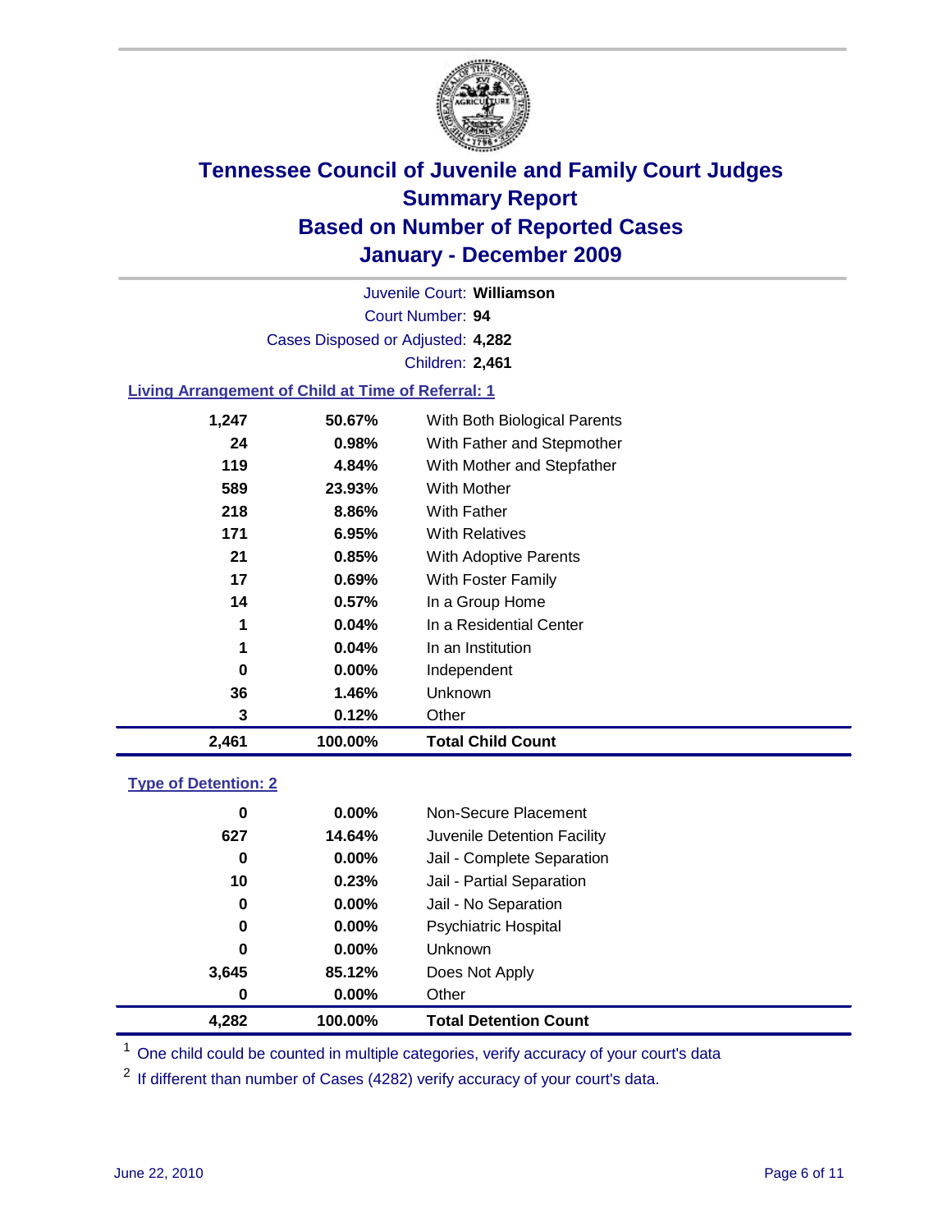# Tennessee Council of Juvenile and Family Court Judges
## Summary Report
## Based on Number of Reported Cases
## January - December 2009

Juvenile Court: **Williamson**

Court Number: **94**

Cases Disposed or Adjusted: **4,282**

Children: **2,461**

### Living Arrangement of Child at Time of Referral: 1

| | | |
|---|---|---|
| 1,247 | 50.67% | With Both Biological Parents |
| 24 | 0.98% | With Father and Stepmother |
| 119 | 4.84% | With Mother and Stepfather |
| 589 | 23.93% | With Mother |
| 218 | 8.86% | With Father |
| 171 | 6.95% | With Relatives |
| 21 | 0.85% | With Adoptive Parents |
| 17 | 0.69% | With Foster Family |
| 14 | 0.57% | In a Group Home |
| 1 | 0.04% | In a Residential Center |
| 1 | 0.04% | In an Institution |
| 0 | 0.00% | Independent |
| 36 | 1.46% | Unknown |
| 3 | 0.12% | Other |
| **2,461** | **100.00%** | **Total Child Count** |

### Type of Detention: 2

| | | |
|---|---|---|
| 0 | 0.00% | Non-Secure Placement |
| 627 | 14.64% | Juvenile Detention Facility |
| 0 | 0.00% | Jail - Complete Separation |
| 10 | 0.23% | Jail - Partial Separation |
| 0 | 0.00% | Jail - No Separation |
| 0 | 0.00% | Psychiatric Hospital |
| 0 | 0.00% | Unknown |
| 3,645 | 85.12% | Does Not Apply |
| 0 | 0.00% | Other |
| **4,282** | **100.00%** | **Total Detention Count** |

[1] One child could be counted in multiple categories, verify accuracy of your court's data

[2] If different than number of Cases (4282) verify accuracy of your court's data.

June 22, 2010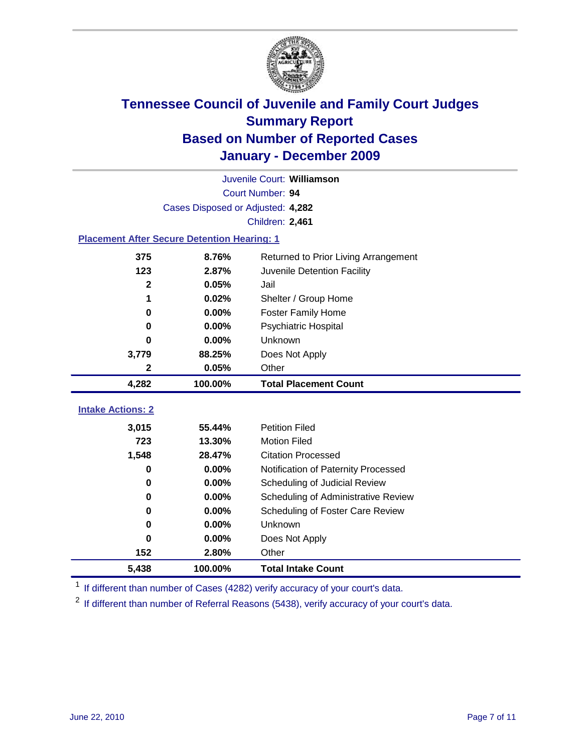# Tennessee Council of Juvenile and Family Court Judges
## Summary Report
## Based on Number of Reported Cases
## January - December 2009

Juvenile Court: **Williamson**
Court Number: **94**
Cases Disposed or Adjusted: **4,282**
Children: **2,461**

### Placement After Secure Detention Hearing: 1

| Count | Percent | Placement |
|---|---|---|
| 375 | 8.76% | Returned to Prior Living Arrangement |
| 123 | 2.87% | Juvenile Detention Facility |
| 2 | 0.05% | Jail |
| 1 | 0.02% | Shelter / Group Home |
| 0 | 0.00% | Foster Family Home |
| 0 | 0.00% | Psychiatric Hospital |
| 0 | 0.00% | Unknown |
| 3,779 | 88.25% | Does Not Apply |
| 2 | 0.05% | Other |
| **4,282** | **100.00%** | **Total Placement Count** |

### Intake Actions: 2

| Count | Percent | Intake Action |
|---|---|---|
| 3,015 | 55.44% | Petition Filed |
| 723 | 13.30% | Motion Filed |
| 1,548 | 28.47% | Citation Processed |
| 0 | 0.00% | Notification of Paternity Processed |
| 0 | 0.00% | Scheduling of Judicial Review |
| 0 | 0.00% | Scheduling of Administrative Review |
| 0 | 0.00% | Scheduling of Foster Care Review |
| 0 | 0.00% | Unknown |
| 0 | 0.00% | Does Not Apply |
| 152 | 2.80% | Other |
| **5,438** | **100.00%** | **Total Intake Count** |

[1] If different than number of Cases (4282) verify accuracy of your court's data.

[2] If different than number of Referral Reasons (5438), verify accuracy of your court's data.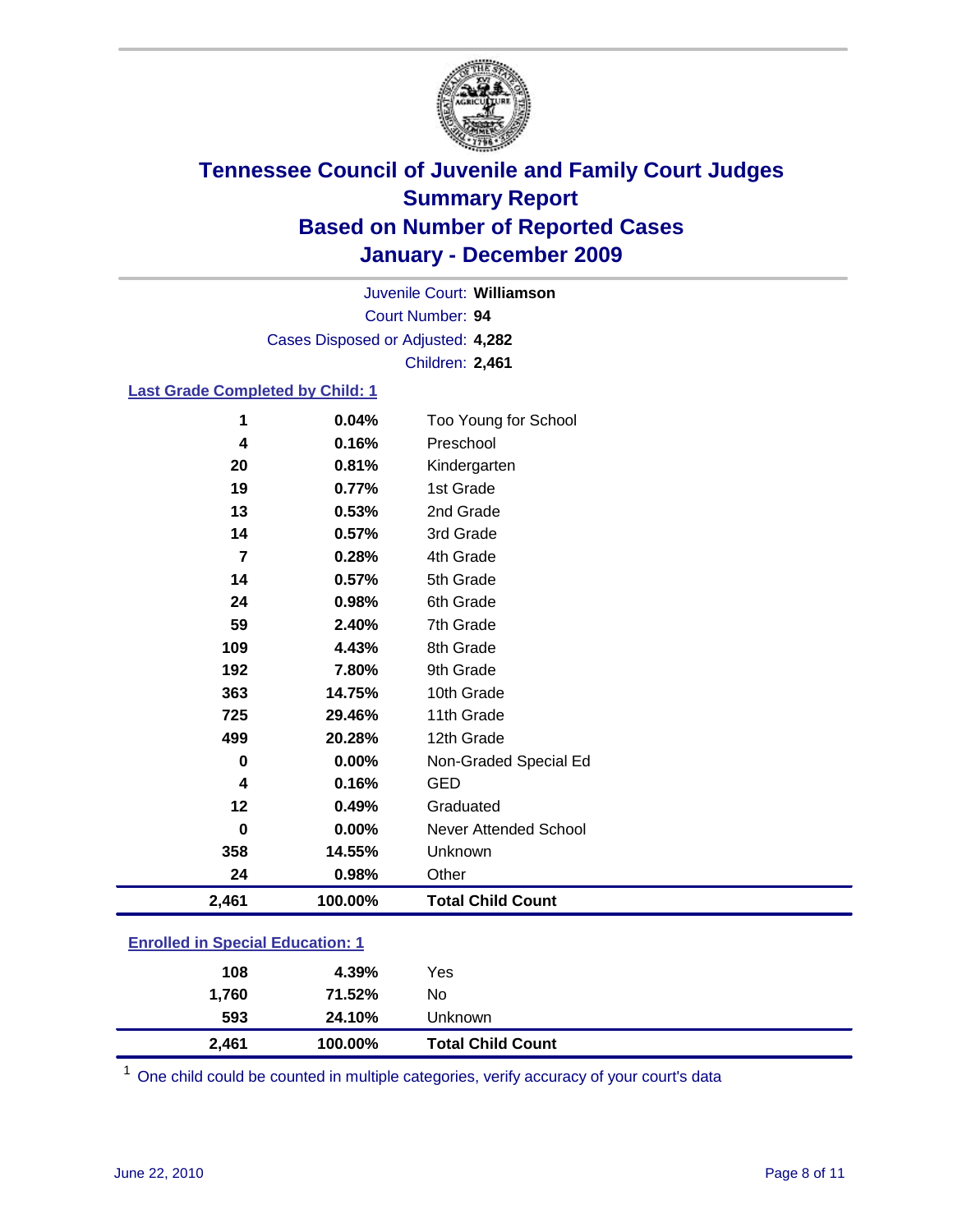# Tennessee Council of Juvenile and Family Court Judges Summary Report Based on Number of Reported Cases January - December 2009

Juvenile Court: **Williamson**

Court Number: **94**

Cases Disposed or Adjusted: **4,282**

Children: **2,461**

### Last Grade Completed by Child: 1

| | | |
|---|---|---|
| 1 | 0.04% | Too Young for School |
| 4 | 0.16% | Preschool |
| 20 | 0.81% | Kindergarten |
| 19 | 0.77% | 1st Grade |
| 13 | 0.53% | 2nd Grade |
| 14 | 0.57% | 3rd Grade |
| 7 | 0.28% | 4th Grade |
| 14 | 0.57% | 5th Grade |
| 24 | 0.98% | 6th Grade |
| 59 | 2.40% | 7th Grade |
| 109 | 4.43% | 8th Grade |
| 192 | 7.80% | 9th Grade |
| 363 | 14.75% | 10th Grade |
| 725 | 29.46% | 11th Grade |
| 499 | 20.28% | 12th Grade |
| 0 | 0.00% | Non-Graded Special Ed |
| 4 | 0.16% | GED |
| 12 | 0.49% | Graduated |
| 0 | 0.00% | Never Attended School |
| 358 | 14.55% | Unknown |
| 24 | 0.98% | Other |
| **2,461** | **100.00%** | **Total Child Count** |

### Enrolled in Special Education: 1

| | | |
|---|---|---|
| 108 | 4.39% | Yes |
| 1,760 | 71.52% | No |
| 593 | 24.10% | Unknown |
| **2,461** | **100.00%** | **Total Child Count** |

[1] One child could be counted in multiple categories, verify accuracy of your court's data

June 22, 2010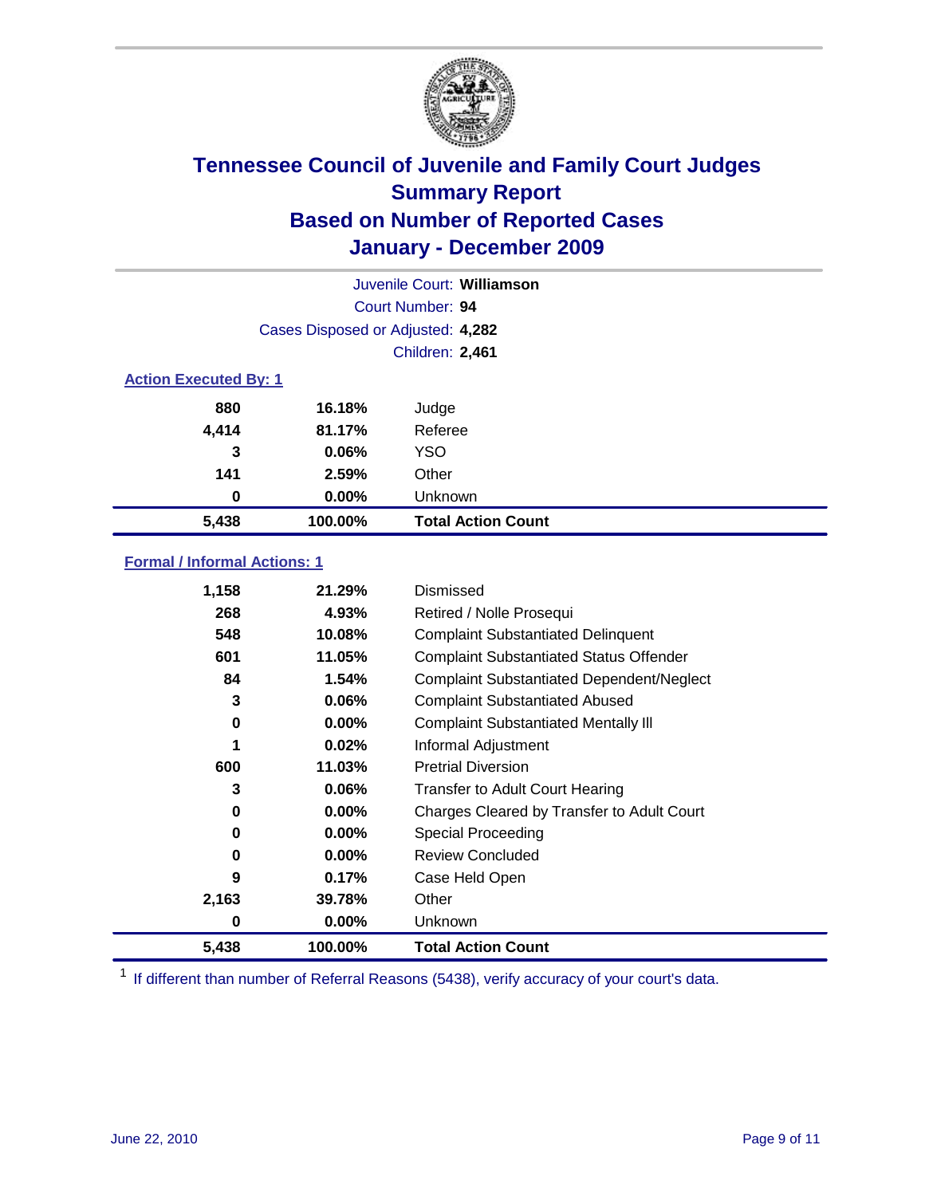# Tennessee Council of Juvenile and Family Court Judges
## Summary Report
## Based on Number of Reported Cases
## January - December 2009

Juvenile Court: **Williamson**

Court Number: **94**

Cases Disposed or Adjusted: **4,282**

Children: **2,461**

### Action Executed By: 1

| | | |
|---|---|---|
| 880 | 16.18% | Judge |
| 4,414 | 81.17% | Referee |
| 3 | 0.06% | YSO |
| 141 | 2.59% | Other |
| 0 | 0.00% | Unknown |
| **5,438** | **100.00%** | **Total Action Count** |

### Formal / Informal Actions: 1

| | | |
|---|---|---|
| 1,158 | 21.29% | Dismissed |
| 268 | 4.93% | Retired / Nolle Prosequi |
| 548 | 10.08% | Complaint Substantiated Delinquent |
| 601 | 11.05% | Complaint Substantiated Status Offender |
| 84 | 1.54% | Complaint Substantiated Dependent/Neglect |
| 3 | 0.06% | Complaint Substantiated Abused |
| 0 | 0.00% | Complaint Substantiated Mentally Ill |
| 1 | 0.02% | Informal Adjustment |
| 600 | 11.03% | Pretrial Diversion |
| 3 | 0.06% | Transfer to Adult Court Hearing |
| 0 | 0.00% | Charges Cleared by Transfer to Adult Court |
| 0 | 0.00% | Special Proceeding |
| 0 | 0.00% | Review Concluded |
| 9 | 0.17% | Case Held Open |
| 2,163 | 39.78% | Other |
| 0 | 0.00% | Unknown |
| **5,438** | **100.00%** | **Total Action Count** |

[1] If different than number of Referral Reasons (5438), verify accuracy of your court's data.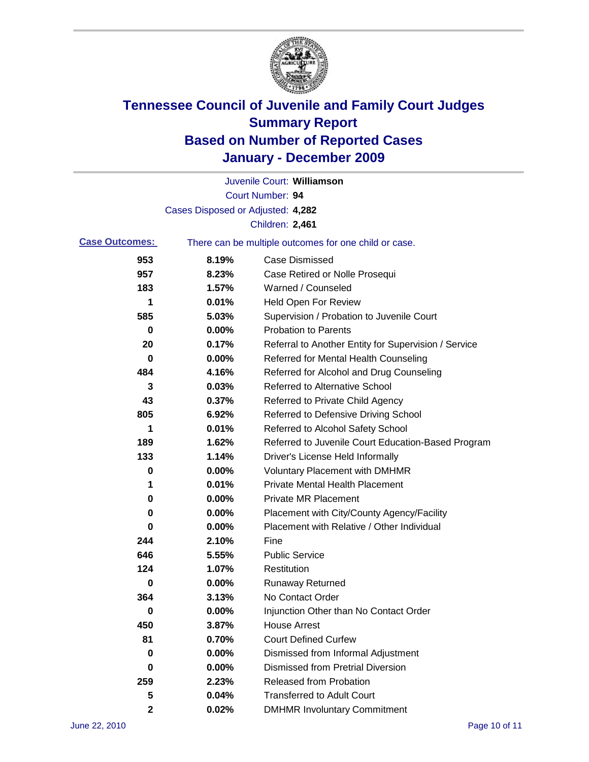# Tennessee Council of Juvenile and Family Court Judges
## Summary Report
## Based on Number of Reported Cases
## January - December 2009

Juvenile Court: **Williamson**

Court Number: **94**

Cases Disposed or Adjusted: **4,282**

Children: **2,461**

**Case Outcomes:** There can be multiple outcomes for one child or case.

| Count | Percent | Outcome |
|---|---|---|
| 953 | 8.19% | Case Dismissed |
| 957 | 8.23% | Case Retired or Nolle Prosequi |
| 183 | 1.57% | Warned / Counseled |
| 1 | 0.01% | Held Open For Review |
| 585 | 5.03% | Supervision / Probation to Juvenile Court |
| 0 | 0.00% | Probation to Parents |
| 20 | 0.17% | Referral to Another Entity for Supervision / Service |
| 0 | 0.00% | Referred for Mental Health Counseling |
| 484 | 4.16% | Referred for Alcohol and Drug Counseling |
| 3 | 0.03% | Referred to Alternative School |
| 43 | 0.37% | Referred to Private Child Agency |
| 805 | 6.92% | Referred to Defensive Driving School |
| 1 | 0.01% | Referred to Alcohol Safety School |
| 189 | 1.62% | Referred to Juvenile Court Education-Based Program |
| 133 | 1.14% | Driver's License Held Informally |
| 0 | 0.00% | Voluntary Placement with DMHMR |
| 1 | 0.01% | Private Mental Health Placement |
| 0 | 0.00% | Private MR Placement |
| 0 | 0.00% | Placement with City/County Agency/Facility |
| 0 | 0.00% | Placement with Relative / Other Individual |
| 244 | 2.10% | Fine |
| 646 | 5.55% | Public Service |
| 124 | 1.07% | Restitution |
| 0 | 0.00% | Runaway Returned |
| 364 | 3.13% | No Contact Order |
| 0 | 0.00% | Injunction Other than No Contact Order |
| 450 | 3.87% | House Arrest |
| 81 | 0.70% | Court Defined Curfew |
| 0 | 0.00% | Dismissed from Informal Adjustment |
| 0 | 0.00% | Dismissed from Pretrial Diversion |
| 259 | 2.23% | Released from Probation |
| 5 | 0.04% | Transferred to Adult Court |
| 2 | 0.02% | DMHMR Involuntary Commitment |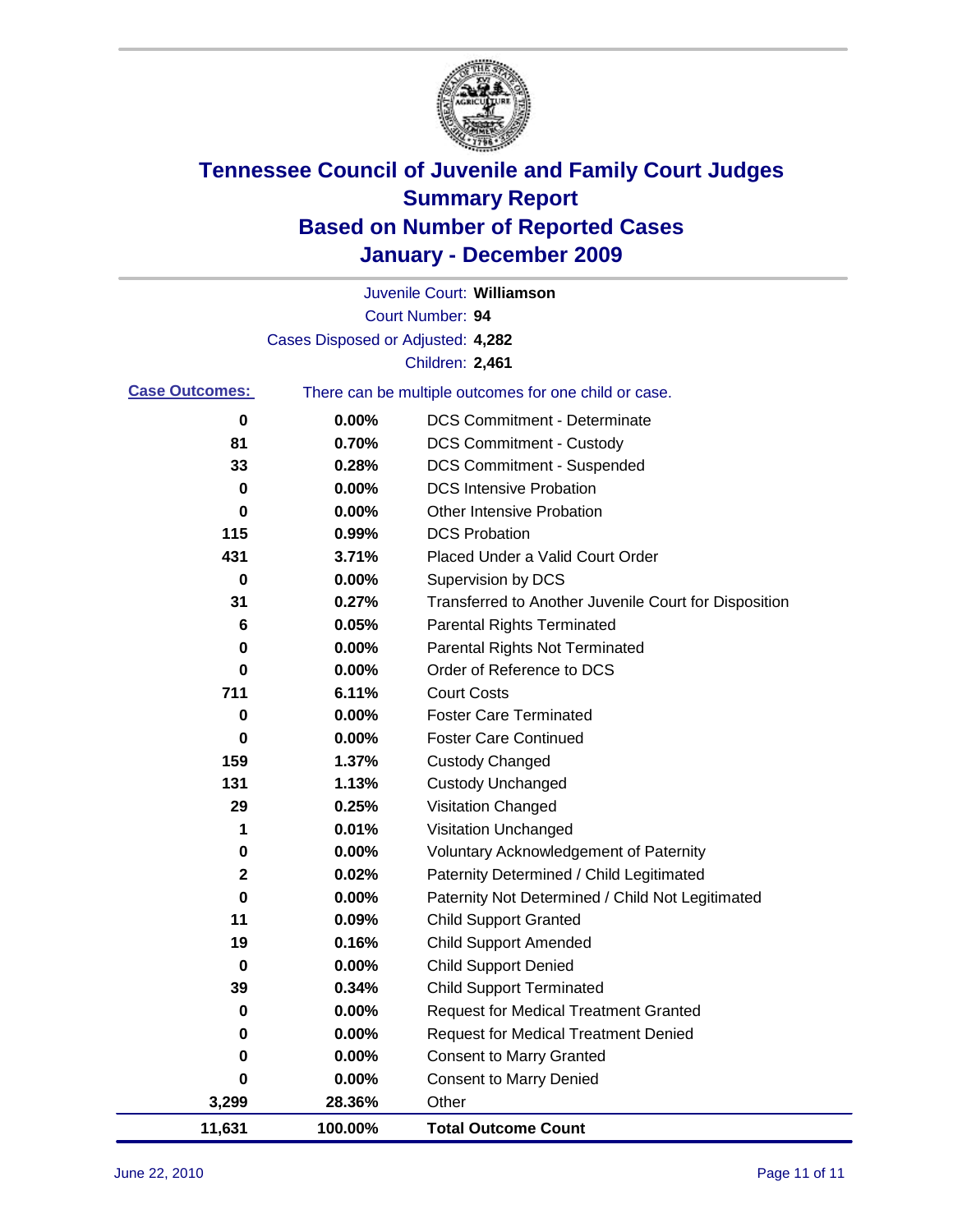# Tennessee Council of Juvenile and Family Court Judges
## Summary Report
## Based on Number of Reported Cases
## January - December 2009

Juvenile Court: **Williamson**
Court Number: **94**
Cases Disposed or Adjusted: **4,282**
Children: **2,461**

**Case Outcomes:** There can be multiple outcomes for one child or case.

| | | |
|---|---|---|
| 0 | 0.00% | DCS Commitment - Determinate |
| 81 | 0.70% | DCS Commitment - Custody |
| 33 | 0.28% | DCS Commitment - Suspended |
| 0 | 0.00% | DCS Intensive Probation |
| 0 | 0.00% | Other Intensive Probation |
| 115 | 0.99% | DCS Probation |
| 431 | 3.71% | Placed Under a Valid Court Order |
| 0 | 0.00% | Supervision by DCS |
| 31 | 0.27% | Transferred to Another Juvenile Court for Disposition |
| 6 | 0.05% | Parental Rights Terminated |
| 0 | 0.00% | Parental Rights Not Terminated |
| 0 | 0.00% | Order of Reference to DCS |
| 711 | 6.11% | Court Costs |
| 0 | 0.00% | Foster Care Terminated |
| 0 | 0.00% | Foster Care Continued |
| 159 | 1.37% | Custody Changed |
| 131 | 1.13% | Custody Unchanged |
| 29 | 0.25% | Visitation Changed |
| 1 | 0.01% | Visitation Unchanged |
| 0 | 0.00% | Voluntary Acknowledgement of Paternity |
| 2 | 0.02% | Paternity Determined / Child Legitimated |
| 0 | 0.00% | Paternity Not Determined / Child Not Legitimated |
| 11 | 0.09% | Child Support Granted |
| 19 | 0.16% | Child Support Amended |
| 0 | 0.00% | Child Support Denied |
| 39 | 0.34% | Child Support Terminated |
| 0 | 0.00% | Request for Medical Treatment Granted |
| 0 | 0.00% | Request for Medical Treatment Denied |
| 0 | 0.00% | Consent to Marry Granted |
| 0 | 0.00% | Consent to Marry Denied |
| 3,299 | 28.36% | Other |
| **11,631** | **100.00%** | **Total Outcome Count** |